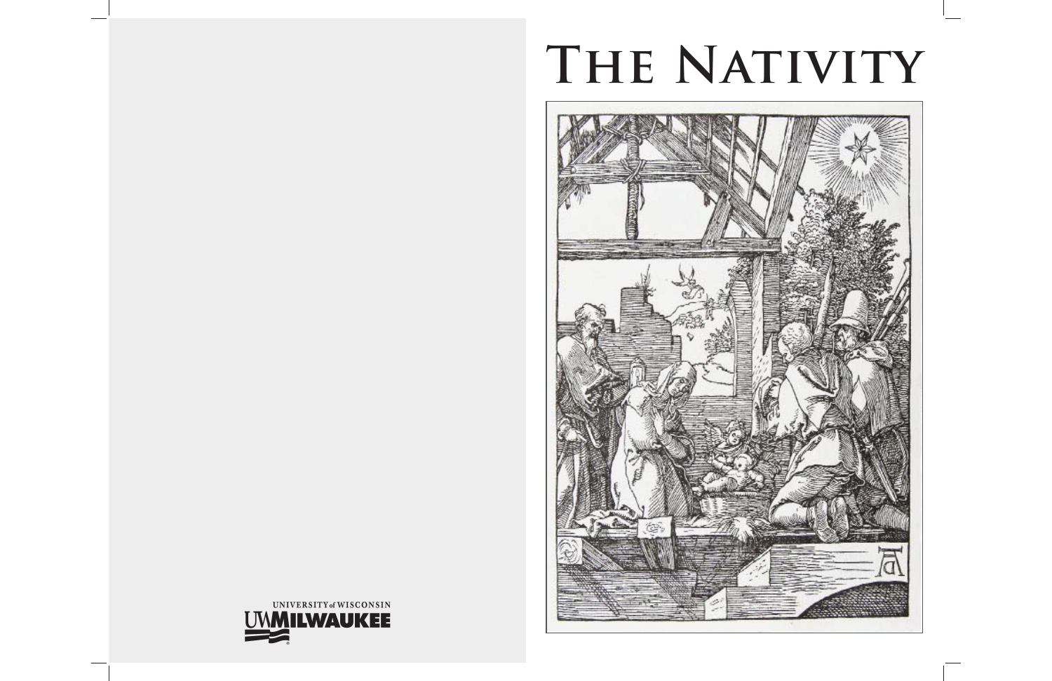# The Nativity

UNIVERSITY of WISCONSIN
UWMILWAUKEE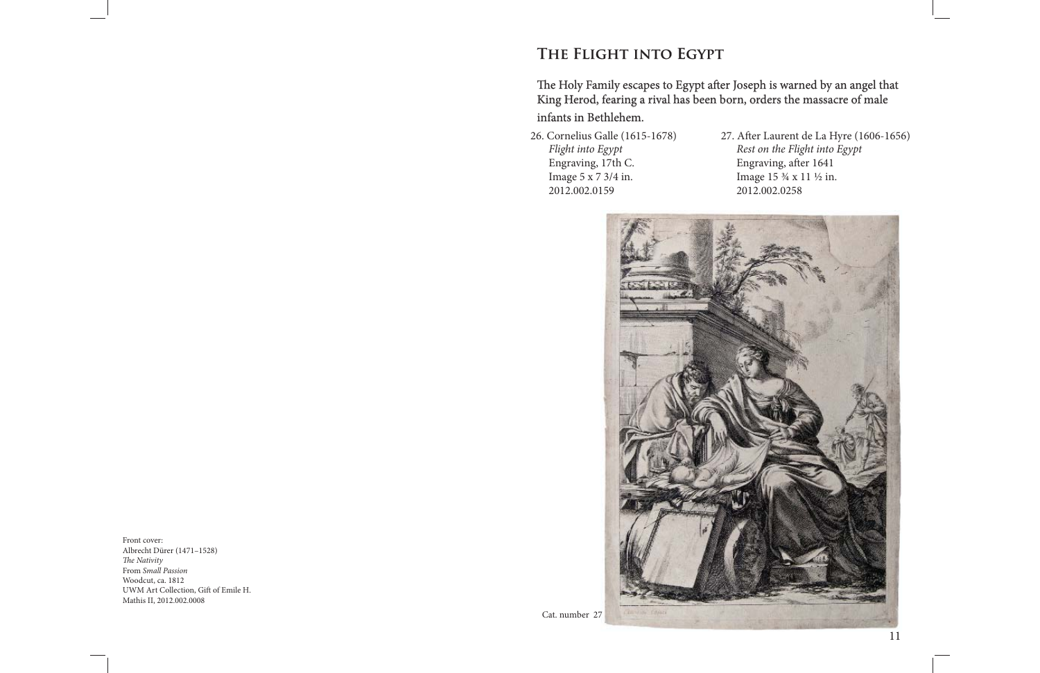Front cover:
Albrecht Dürer (1471–1528)
*The Nativity*
From *Small Passion*
Woodcut, ca. 1812
UWM Art Collection, Gift of Emile H. Mathis II, 2012.002.0008

## The Flight into Egypt

The Holy Family escapes to Egypt after Joseph is warned by an angel that King Herod, fearing a rival has been born, orders the massacre of male infants in Bethlehem.

26. Cornelius Galle (1615-1678)
*Flight into Egypt*
Engraving, 17th C.
Image 5 x 7 3/4 in.
2012.002.0159

27. After Laurent de La Hyre (1606-1656)
*Rest on the Flight into Egypt*
Engraving, after 1641
Image 15 ¾ x 11 ½ in.
2012.002.0258

Cat. number 27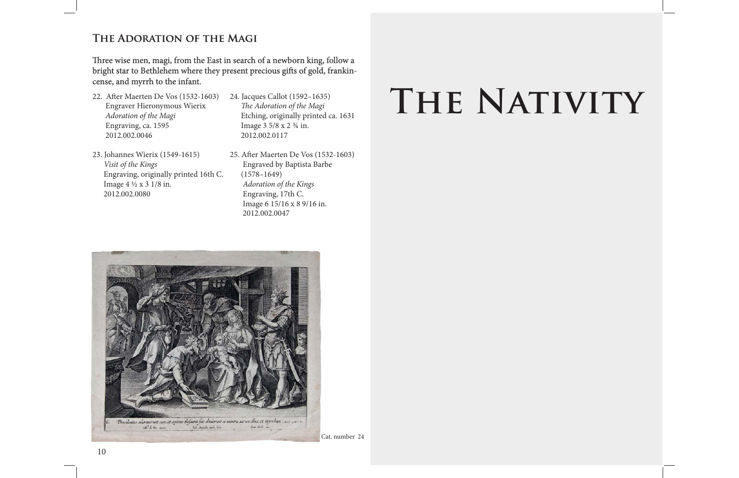## The Adoration of the Magi

Three wise men, magi, from the East in search of a newborn king, follow a bright star to Bethlehem where they present precious gifts of gold, frankincense, and myrrh to the infant.

22. After Maerten De Vos (1532-1603)
    Engraver Hieronymous Wierix
    *Adoration of the Magi*
    Engraving, ca. 1595
    2012.002.0046

23. Johannes Wierix (1549-1615)
    *Visit of the Kings*
    Engraving, originally printed 16th C.
    Image 4 ½ x 3 1/8 in.
    2012.002.0080

24. Jacques Callot (1592–1635)
    *The Adoration of the Magi*
    Etching, originally printed ca. 1631
    Image 3 5/8 x 2 ¾ in.
    2012.002.0117

25. After Maerten De Vos (1532-1603)
    Engraved by Baptista Barbe (1578–1649)
    *Adoration of the Kings*
    Engraving, 17th C.
    Image 6 15/16 x 8 9/16 in.
    2012.002.0047

Cat. number 24

# The Nativity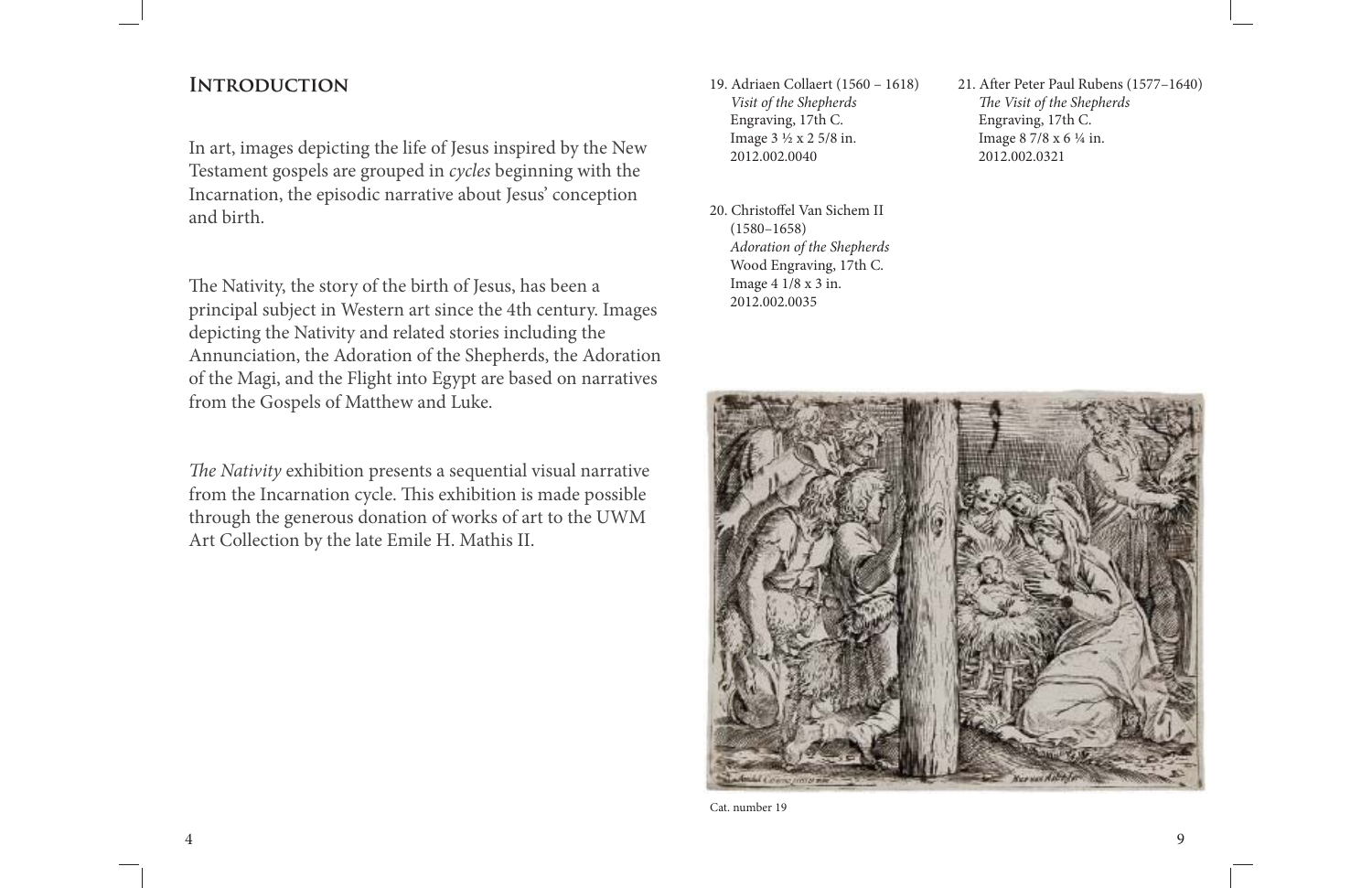## Introduction

In art, images depicting the life of Jesus inspired by the New Testament gospels are grouped in *cycles* beginning with the Incarnation, the episodic narrative about Jesus' conception and birth.

The Nativity, the story of the birth of Jesus, has been a principal subject in Western art since the 4th century. Images depicting the Nativity and related stories including the Annunciation, the Adoration of the Shepherds, the Adoration of the Magi, and the Flight into Egypt are based on narratives from the Gospels of Matthew and Luke.

*The Nativity* exhibition presents a sequential visual narrative from the Incarnation cycle. This exhibition is made possible through the generous donation of works of art to the UWM Art Collection by the late Emile H. Mathis II.

19. Adriaen Collaert (1560 – 1618)
*Visit of the Shepherds*
Engraving, 17th C.
Image 3 ½ x 2 5/8 in.
2012.002.0040

20. Christoffel Van Sichem II (1580–1658)
*Adoration of the Shepherds*
Wood Engraving, 17th C.
Image 4 1/8 x 3 in.
2012.002.0035

21. After Peter Paul Rubens (1577–1640)
*The Visit of the Shepherds*
Engraving, 17th C.
Image 8 7/8 x 6 ¼ in.
2012.002.0321

Cat. number 19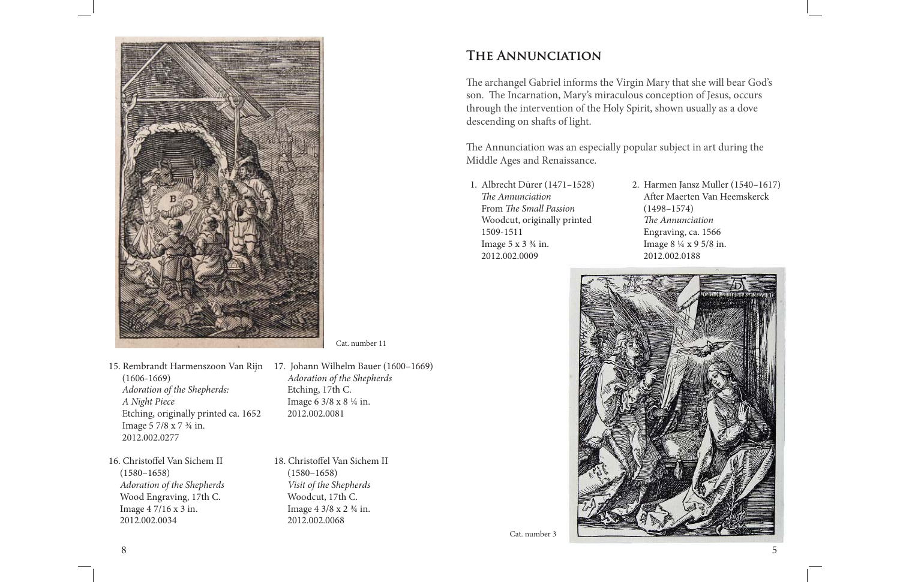Cat. number 11

15. Rembrandt Harmenszoon Van Rijn (1606-1669)
    *Adoration of the Shepherds: A Night Piece*
    Etching, originally printed ca. 1652
    Image 5 7/8 x 7 ¾ in.
    2012.002.0277

16. Christoffel Van Sichem II (1580–1658)
    *Adoration of the Shepherds*
    Wood Engraving, 17th C.
    Image 4 7/16 x 3 in.
    2012.002.0034

17. Johann Wilhelm Bauer (1600–1669)
    *Adoration of the Shepherds*
    Etching, 17th C.
    Image 6 3/8 x 8 ¼ in.
    2012.002.0081

18. Christoffel Van Sichem II (1580–1658)
    *Visit of the Shepherds*
    Woodcut, 17th C.
    Image 4 3/8 x 2 ¾ in.
    2012.002.0068

## The Annunciation

The archangel Gabriel informs the Virgin Mary that she will bear God's son. The Incarnation, Mary's miraculous conception of Jesus, occurs through the intervention of the Holy Spirit, shown usually as a dove descending on shafts of light.

The Annunciation was an especially popular subject in art during the Middle Ages and Renaissance.

1. Albrecht Dürer (1471–1528)
   *The Annunciation*
   From *The Small Passion*
   Woodcut, originally printed 1509-1511
   Image 5 x 3 ¾ in.
   2012.002.0009

2. Harmen Jansz Muller (1540–1617)
   After Maerten Van Heemskerck (1498–1574)
   *The Annunciation*
   Engraving, ca. 1566
   Image 8 ¼ x 9 5/8 in.
   2012.002.0188

Cat. number 3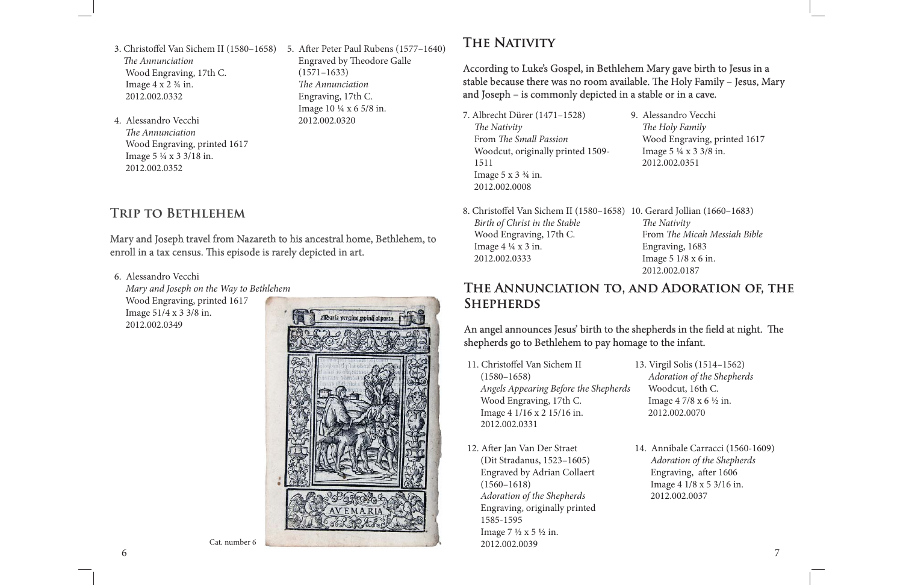3. Christoffel Van Sichem II (1580–1658)
   *The Annunciation*
   Wood Engraving, 17th C.
   Image 4 x 2 ¾ in.
   2012.002.0332

4. Alessandro Vecchi
   *The Annunciation*
   Wood Engraving, printed 1617
   Image 5 ¼ x 3 3/18 in.
   2012.002.0352

5. After Peter Paul Rubens (1577–1640)
   Engraved by Theodore Galle (1571–1633)
   *The Annunciation*
   Engraving, 17th C.
   Image 10 ¼ x 6 5/8 in.
   2012.002.0320

## Trip to Bethlehem

Mary and Joseph travel from Nazareth to his ancestral home, Bethlehem, to enroll in a tax census. This episode is rarely depicted in art.

6. Alessandro Vecchi
   *Mary and Joseph on the Way to Bethlehem*
   Wood Engraving, printed 1617
   Image 51/4 x 3 3/8 in.
   2012.002.0349

Cat. number 6

## The Nativity

According to Luke's Gospel, in Bethlehem Mary gave birth to Jesus in a stable because there was no room available. The Holy Family – Jesus, Mary and Joseph – is commonly depicted in a stable or in a cave.

7. Albrecht Dürer (1471–1528)
   *The Nativity*
   From *The Small Passion*
   Woodcut, originally printed 1509-1511
   Image 5 x 3 ¾ in.
   2012.002.0008

8. Christoffel Van Sichem II (1580–1658)
   *Birth of Christ in the Stable*
   Wood Engraving, 17th C.
   Image 4 ¼ x 3 in.
   2012.002.0333

9. Alessandro Vecchi
   *The Holy Family*
   Wood Engraving, printed 1617
   Image 5 ¼ x 3 3/8 in.
   2012.002.0351

10. Gerard Jollian (1660–1683)
    *The Nativity*
    From *The Micah Messiah Bible*
    Engraving, 1683
    Image 5 1/8 x 6 in.
    2012.002.0187

## The Annunciation to, and Adoration of, the Shepherds

An angel announces Jesus' birth to the shepherds in the field at night. The shepherds go to Bethlehem to pay homage to the infant.

11. Christoffel Van Sichem II (1580–1658)
    *Angels Appearing Before the Shepherds*
    Wood Engraving, 17th C.
    Image 4 1/16 x 2 15/16 in.
    2012.002.0331

12. After Jan Van Der Straet (Dit Stradanus, 1523–1605)
    Engraved by Adrian Collaert (1560–1618)
    *Adoration of the Shepherds*
    Engraving, originally printed 1585-1595
    Image 7 ½ x 5 ½ in.
    2012.002.0039

13. Virgil Solis (1514–1562)
    *Adoration of the Shepherds*
    Woodcut, 16th C.
    Image 4 7/8 x 6 ½ in.
    2012.002.0070

14. Annibale Carracci (1560-1609)
    *Adoration of the Shepherds*
    Engraving, after 1606
    Image 4 1/8 x 5 3/16 in.
    2012.002.0037